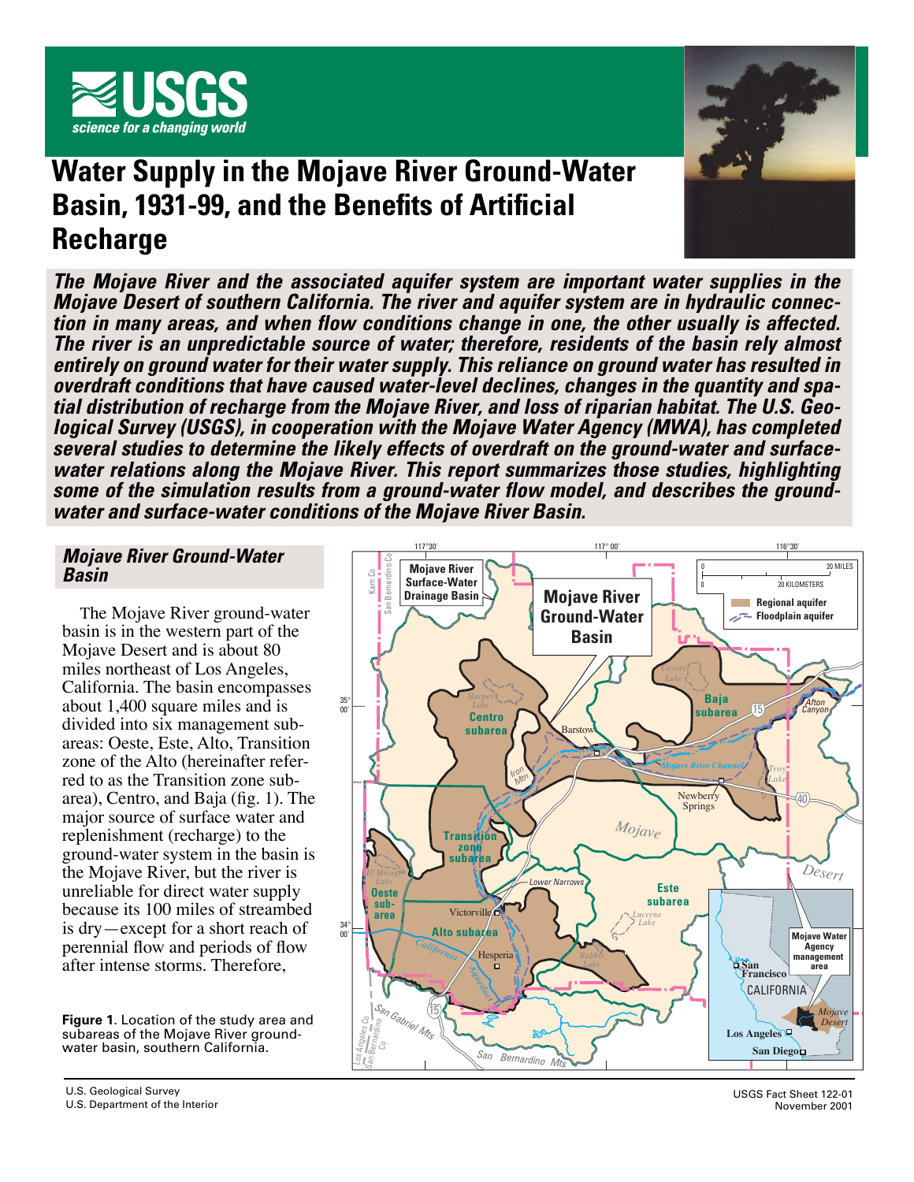# Water Supply in the Mojave River Ground-Water Basin, 1931-99, and the Benefits of Artificial Recharge

***The Mojave River and the associated aquifer system are important water supplies in the Mojave Desert of southern California. The river and aquifer system are in hydraulic connection in many areas, and when flow conditions change in one, the other usually is affected. The river is an unpredictable source of water; therefore, residents of the basin rely almost entirely on ground water for their water supply. This reliance on ground water has resulted in overdraft conditions that have caused water-level declines, changes in the quantity and spatial distribution of recharge from the Mojave River, and loss of riparian habitat. The U.S. Geological Survey (USGS), in cooperation with the Mojave Water Agency (MWA), has completed several studies to determine the likely effects of overdraft on the ground-water and surface-water relations along the Mojave River. This report summarizes those studies, highlighting some of the simulation results from a ground-water flow model, and describes the ground-water and surface-water conditions of the Mojave River Basin.***

## *Mojave River Ground-Water Basin*

The Mojave River ground-water basin is in the western part of the Mojave Desert and is about 80 miles northeast of Los Angeles, California. The basin encompasses about 1,400 square miles and is divided into six management subareas: Oeste, Este, Alto, Transition zone of the Alto (hereinafter referred to as the Transition zone subarea), Centro, and Baja (fig. 1). The major source of surface water and replenishment (recharge) to the ground-water system in the basin is the Mojave River, but the river is unreliable for direct water supply because its 100 miles of streambed is dry—except for a short reach of perennial flow and periods of flow after intense storms. Therefore,

117°30'
117° 00'
116°30'
35° 00'
34° 00'
Mojave River Surface-Water Drainage Basin
Mojave River Ground-Water Basin
0 20 MILES
0 20 KILOMETERS
Regional aquifer
Floodplain aquifer
Kern Co
San Bernardino Co
Harper Lake
Centro subarea
Coyote Lake
Baja subarea
Afton Canyon
Barstow
15
40
Iron Mtn
Mojave River Channel
Troy Lake
Newberry Springs
Mojave
Desert
Transition zone subarea
El Mirage Lake
Oeste sub-area
Lower Narrows
Este subarea
Victorville
Lucerne Lake
Alto subarea
Hesperia
California Aqueduct
Rabbit Lake
San Gabriel Mts
Los Angeles Co
San Bernardino Co
San Bernardino Mts
San Francisco
CALIFORNIA
Mojave Water Agency management area
Mojave Desert
Los Angeles
San Diego

**Figure 1.** Location of the study area and subareas of the Mojave River ground-water basin, southern California.

U.S. Geological Survey
U.S. Department of the Interior

USGS Fact Sheet 122-01
November 2001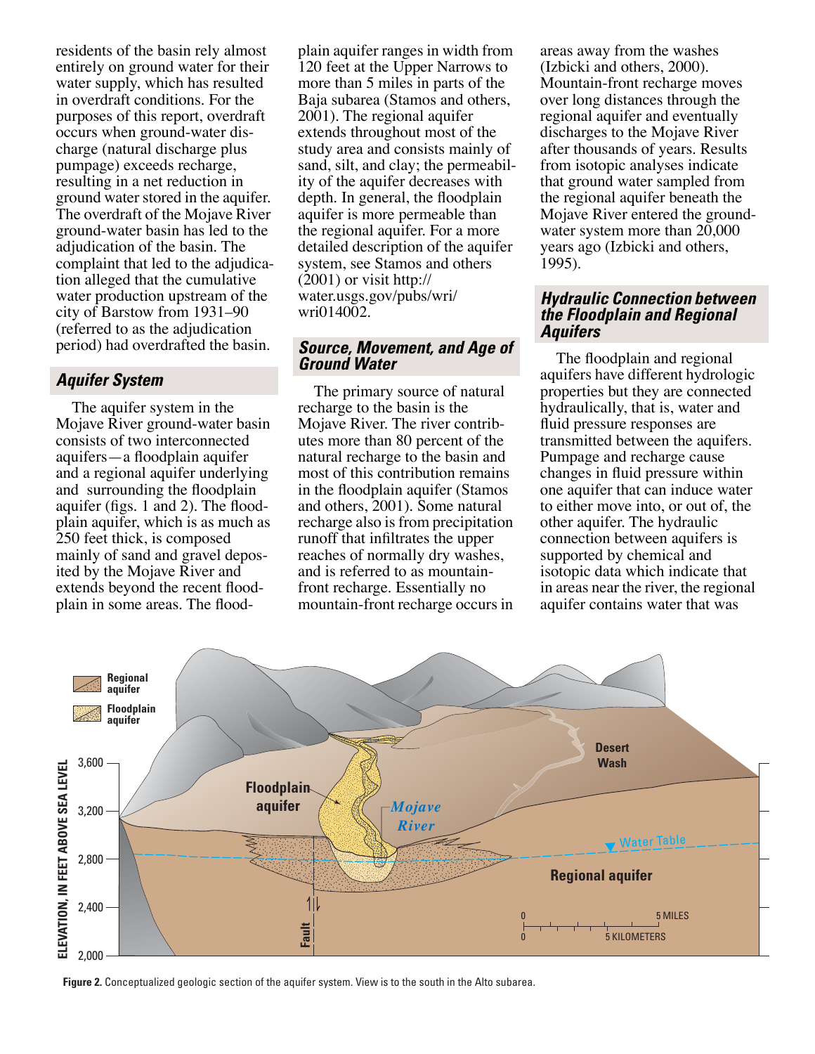residents of the basin rely almost entirely on ground water for their water supply, which has resulted in overdraft conditions. For the purposes of this report, overdraft occurs when ground-water discharge (natural discharge plus pumpage) exceeds recharge, resulting in a net reduction in ground water stored in the aquifer. The overdraft of the Mojave River ground-water basin has led to the adjudication of the basin. The complaint that led to the adjudication alleged that the cumulative water production upstream of the city of Barstow from 1931–90 (referred to as the adjudication period) had overdrafted the basin.

## Aquifer System

The aquifer system in the Mojave River ground-water basin consists of two interconnected aquifers—a floodplain aquifer and a regional aquifer underlying and surrounding the floodplain aquifer (figs. 1 and 2). The floodplain aquifer, which is as much as 250 feet thick, is composed mainly of sand and gravel deposited by the Mojave River and extends beyond the recent floodplain in some areas. The floodplain aquifer ranges in width from 120 feet at the Upper Narrows to more than 5 miles in parts of the Baja subarea (Stamos and others, 2001). The regional aquifer extends throughout most of the study area and consists mainly of sand, silt, and clay; the permeability of the aquifer decreases with depth. In general, the floodplain aquifer is more permeable than the regional aquifer. For a more detailed description of the aquifer system, see Stamos and others (2001) or visit http://water.usgs.gov/pubs/wri/wri014002.

## Source, Movement, and Age of Ground Water

The primary source of natural recharge to the basin is the Mojave River. The river contributes more than 80 percent of the natural recharge to the basin and most of this contribution remains in the floodplain aquifer (Stamos and others, 2001). Some natural recharge also is from precipitation runoff that infiltrates the upper reaches of normally dry washes, and is referred to as mountain-front recharge. Essentially no mountain-front recharge occurs in areas away from the washes (Izbicki and others, 2000). Mountain-front recharge moves over long distances through the regional aquifer and eventually discharges to the Mojave River after thousands of years. Results from isotopic analyses indicate that ground water sampled from the regional aquifer beneath the Mojave River entered the ground-water system more than 20,000 years ago (Izbicki and others, 1995).

## Hydraulic Connection between the Floodplain and Regional Aquifers

The floodplain and regional aquifers have different hydrologic properties but they are connected hydraulically, that is, water and fluid pressure responses are transmitted between the aquifers. Pumpage and recharge cause changes in fluid pressure within one aquifer that can induce water to either move into, or out of, the other aquifer. The hydraulic connection between aquifers is supported by chemical and isotopic data which indicate that in areas near the river, the regional aquifer contains water that was

Regional aquifer
Floodplain aquifer
ELEVATION, IN FEET ABOVE SEA LEVEL
3,600
3,200
2,800
2,400
2,000
Floodplain aquifer
Mojave River
Desert Wash
Water Table
Regional aquifer
Fault
0 5 MILES
0 5 KILOMETERS

**Figure 2.** Conceptualized geologic section of the aquifer system. View is to the south in the Alto subarea.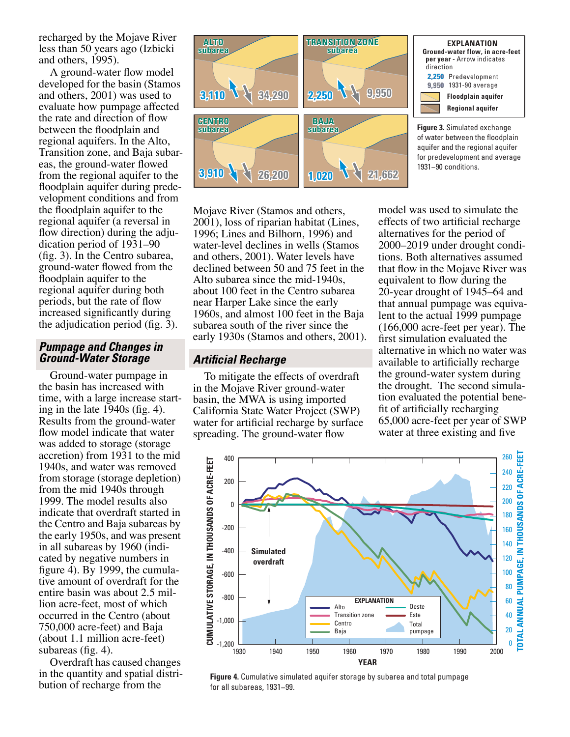recharged by the Mojave River less than 50 years ago (Izbicki and others, 1995).

A ground-water flow model developed for the basin (Stamos and others, 2001) was used to evaluate how pumpage affected the rate and direction of flow between the floodplain and regional aquifers. In the Alto, Transition zone, and Baja subareas, the ground-water flowed from the regional aquifer to the floodplain aquifer during predevelopment conditions and from the floodplain aquifer to the regional aquifer (a reversal in flow direction) during the adjudication period of 1931–90 (fig. 3). In the Centro subarea, ground-water flowed from the floodplain aquifer to the regional aquifer during both periods, but the rate of flow increased significantly during the adjudication period (fig. 3).

ALTO subarea
3,110
34,290

TRANSITION ZONE subarea
2,250
9,950

CENTRO subarea
3,910
26,200

BAJA subarea
1,020
21,662

EXPLANATION
Ground-water flow, in acre-feet per year - Arrow indicates direction
2,250 Predevelopment
9,950 1931-90 average
Floodplain aquifer
Regional aquifer

**Figure 3.** Simulated exchange of water between the floodplain aquifer and the regional aquifer for predevelopment and average 1931–90 conditions.

## Pumpage and Changes in Ground-Water Storage

Ground-water pumpage in the basin has increased with time, with a large increase starting in the late 1940s (fig. 4). Results from the ground-water flow model indicate that water was added to storage (storage accretion) from 1931 to the mid 1940s, and water was removed from storage (storage depletion) from the mid 1940s through 1999. The model results also indicate that overdraft started in the Centro and Baja subareas by the early 1950s, and was present in all subareas by 1960 (indicated by negative numbers in figure 4). By 1999, the cumulative amount of overdraft for the entire basin was about 2.5 million acre-feet, most of which occurred in the Centro (about 750,000 acre-feet) and Baja (about 1.1 million acre-feet) subareas (fig. 4).

Overdraft has caused changes in the quantity and spatial distribution of recharge from the Mojave River (Stamos and others, 2001), loss of riparian habitat (Lines, 1996; Lines and Bilhorn, 1996) and water-level declines in wells (Stamos and others, 2001). Water levels have declined between 50 and 75 feet in the Alto subarea since the mid-1940s, about 100 feet in the Centro subarea near Harper Lake since the early 1960s, and almost 100 feet in the Baja subarea south of the river since the early 1930s (Stamos and others, 2001).

## Artificial Recharge

To mitigate the effects of overdraft in the Mojave River ground-water basin, the MWA is using imported California State Water Project (SWP) water for artificial recharge by surface spreading. The ground-water flow model was used to simulate the effects of two artificial recharge alternatives for the period of 2000–2019 under drought conditions. Both alternatives assumed that flow in the Mojave River was equivalent to flow during the 20-year drought of 1945–64 and that annual pumpage was equivalent to the actual 1999 pumpage (166,000 acre-feet per year). The first simulation evaluated the alternative in which no water was available to artificially recharge the ground-water system during the drought. The second simulation evaluated the potential benefit of artificially recharging 65,000 acre-feet per year of SWP water at three existing and five

CUMULATIVE STORAGE, IN THOUSANDS OF ACRE-FEET
400
200
0
-200
-400
-600
-800
-1,000
-1,200
Simulated overdraft
YEAR
1930 1940 1950 1960 1970 1980 1990 2000
TOTAL ANNUAL PUMPAGE, IN THOUSANDS OF ACRE-FEET
260 240 220 200 180 160 140 120 100 80 60 40 20 0
EXPLANATION
Alto
Transition zone
Centro
Baja
Oeste
Este
Total pumpage

**Figure 4.** Cumulative simulated aquifer storage by subarea and total pumpage for all subareas, 1931–99.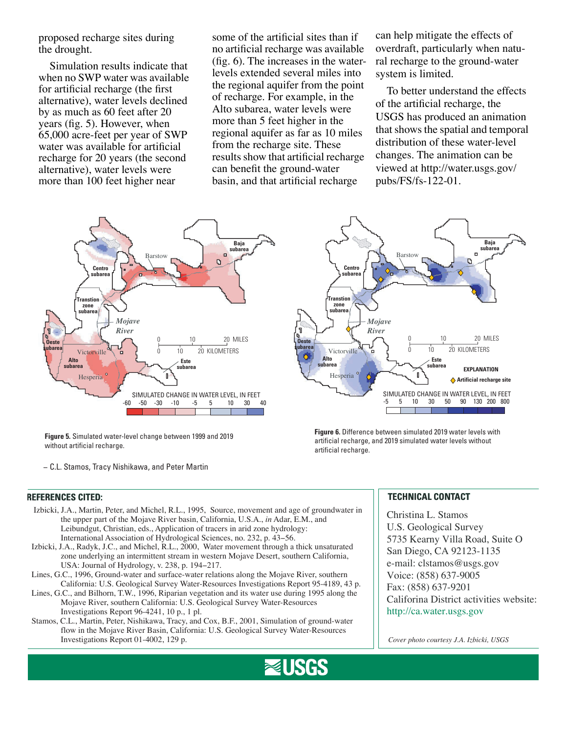proposed recharge sites during the drought.

Simulation results indicate that when no SWP water was available for artificial recharge (the first alternative), water levels declined by as much as 60 feet after 20 years (fig. 5). However, when 65,000 acre-feet per year of SWP water was available for artificial recharge for 20 years (the second alternative), water levels were more than 100 feet higher near some of the artificial sites than if no artificial recharge was available (fig. 6). The increases in the water-levels extended several miles into the regional aquifer from the point of recharge. For example, in the Alto subarea, water levels were more than 5 feet higher in the regional aquifer as far as 10 miles from the recharge site. These results show that artificial recharge can benefit the ground-water basin, and that artificial recharge can help mitigate the effects of overdraft, particularly when natural recharge to the ground-water system is limited.

To better understand the effects of the artificial recharge, the USGS has produced an animation that shows the spatial and temporal distribution of these water-level changes. The animation can be viewed at http://water.usgs.gov/pubs/FS/fs-122-01.

Baja subarea
Barstow
Centro subarea
Transtion zone subarea
Mojave River
Oeste subarea
Victorville
Alto subarea
Hesperia
Este subarea
0 10 20 MILES
0 10 20 KILOMETERS
SIMULATED CHANGE IN WATER LEVEL, IN FEET
-60 -50 -30 -10 -5 5 10 30 40

**Figure 5.** Simulated water-level change between 1999 and 2019 without artificial recharge.

Baja subarea
Barstow
Centro subarea
Transtion zone subarea
Mojave River
Oeste subarea
Victorville
Alto subarea
Hesperia
Este subarea
0 10 20 MILES
0 10 20 KILOMETERS
EXPLANATION
Artificial recharge site
SIMULATED CHANGE IN WATER LEVEL, IN FEET
-5 5 10 30 50 90 130 200 800

**Figure 6.** Difference between simulated 2019 water levels with artificial recharge, and 2019 simulated water levels without artificial recharge.

– C.L. Stamos, Tracy Nishikawa, and Peter Martin

## REFERENCES CITED:

Izbicki, J.A., Martin, Peter, and Michel, R.L., 1995, Source, movement and age of groundwater in the upper part of the Mojave River basin, California, U.S.A., *in* Adar, E.M., and Leibundgut, Christian, eds., Application of tracers in arid zone hydrology: International Association of Hydrological Sciences, no. 232, p. 43–56.

Izbicki, J.A., Radyk, J.C., and Michel, R.L., 2000, Water movement through a thick unsaturated zone underlying an intermittent stream in western Mojave Desert, southern California, USA: Journal of Hydrology, v. 238, p. 194–217.

Lines, G.C., 1996, Ground-water and surface-water relations along the Mojave River, southern California: U.S. Geological Survey Water-Resources Investigations Report 95-4189, 43 p.

Lines, G.C., and Bilhorn, T.W., 1996, Riparian vegetation and its water use during 1995 along the Mojave River, southern California: U.S. Geological Survey Water-Resources Investigations Report 96-4241, 10 p., 1 pl.

Stamos, C.L., Martin, Peter, Nishikawa, Tracy, and Cox, B.F., 2001, Simulation of ground-water flow in the Mojave River Basin, California: U.S. Geological Survey Water-Resources Investigations Report 01-4002, 129 p.

## TECHNICAL CONTACT

Christina L. Stamos
U.S. Geological Survey
5735 Kearny Villa Road, Suite O
San Diego, CA 92123-1135
e-mail: clstamos@usgs.gov
Voice: (858) 637-9005
Fax: (858) 637-9201
Califorina District activities website:
http://ca.water.usgs.gov

*Cover photo courtesy J.A. Izbicki, USGS*

USGS